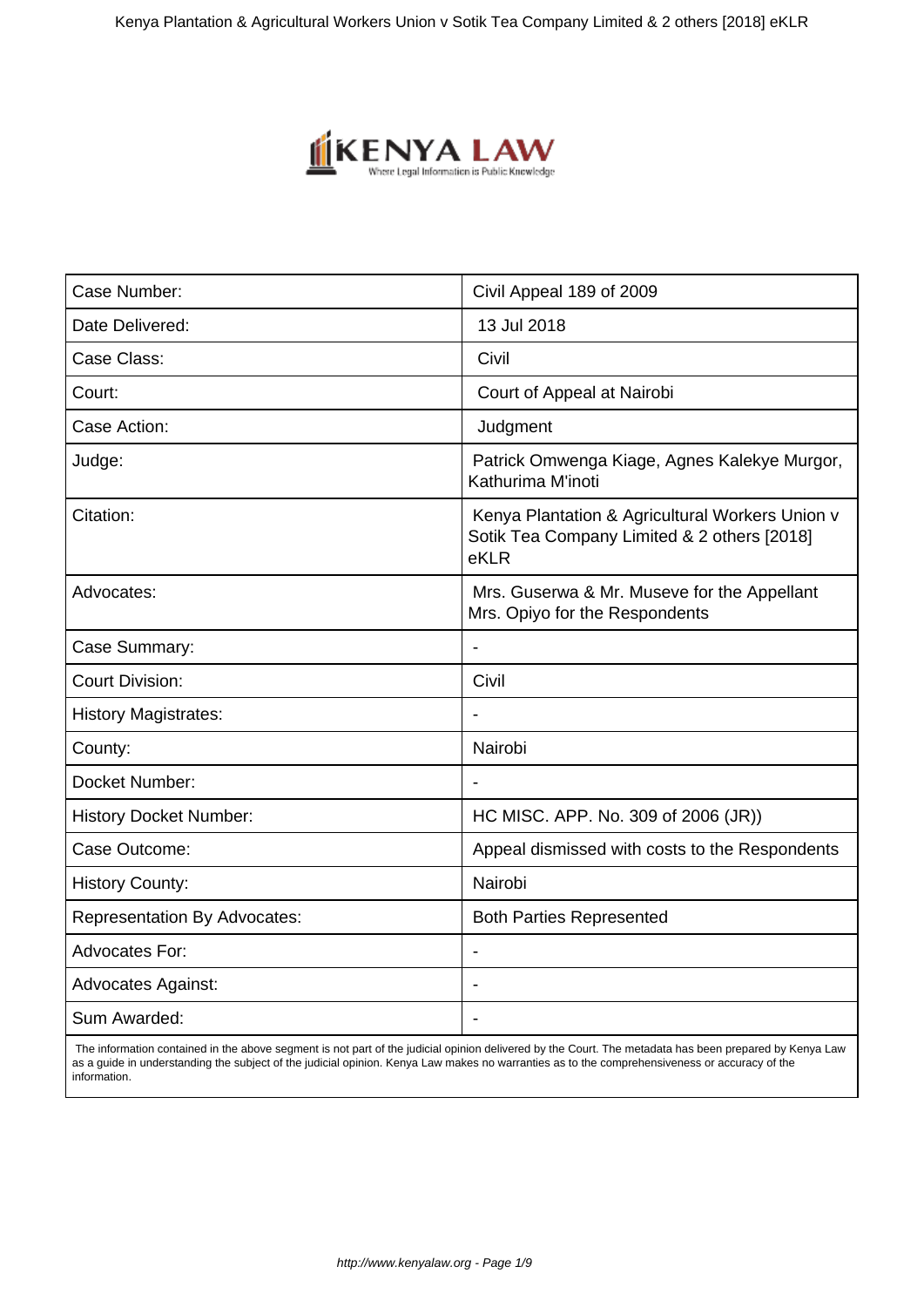| Case Number: | Civil Appeal 189 of 2009 |
| --- | --- |
| Date Delivered: | 13 Jul 2018 |
| Case Class: | Civil |
| Court: | Court of Appeal at Nairobi |
| Case Action: | Judgment |
| Judge: | Patrick Omwenga Kiage, Agnes Kalekye Murgor, Kathurima M'inoti |
| Citation: | Kenya Plantation & Agricultural Workers Union v Sotik Tea Company Limited & 2 others [2018] eKLR |
| Advocates: | Mrs. Guserwa & Mr. Museve for the Appellant Mrs. Opiyo for the Respondents |
| Case Summary: | - |
| Court Division: | Civil |
| History Magistrates: | - |
| County: | Nairobi |
| Docket Number: | - |
| History Docket Number: | HC MISC. APP. No. 309 of 2006 (JR)) |
| Case Outcome: | Appeal dismissed with costs to the Respondents |
| History County: | Nairobi |
| Representation By Advocates: | Both Parties Represented |
| Advocates For: | - |
| Advocates Against: | - |
| Sum Awarded: | - |

The information contained in the above segment is not part of the judicial opinion delivered by the Court. The metadata has been prepared by Kenya Law as a guide in understanding the subject of the judicial opinion. Kenya Law makes no warranties as to the comprehensiveness or accuracy of the information.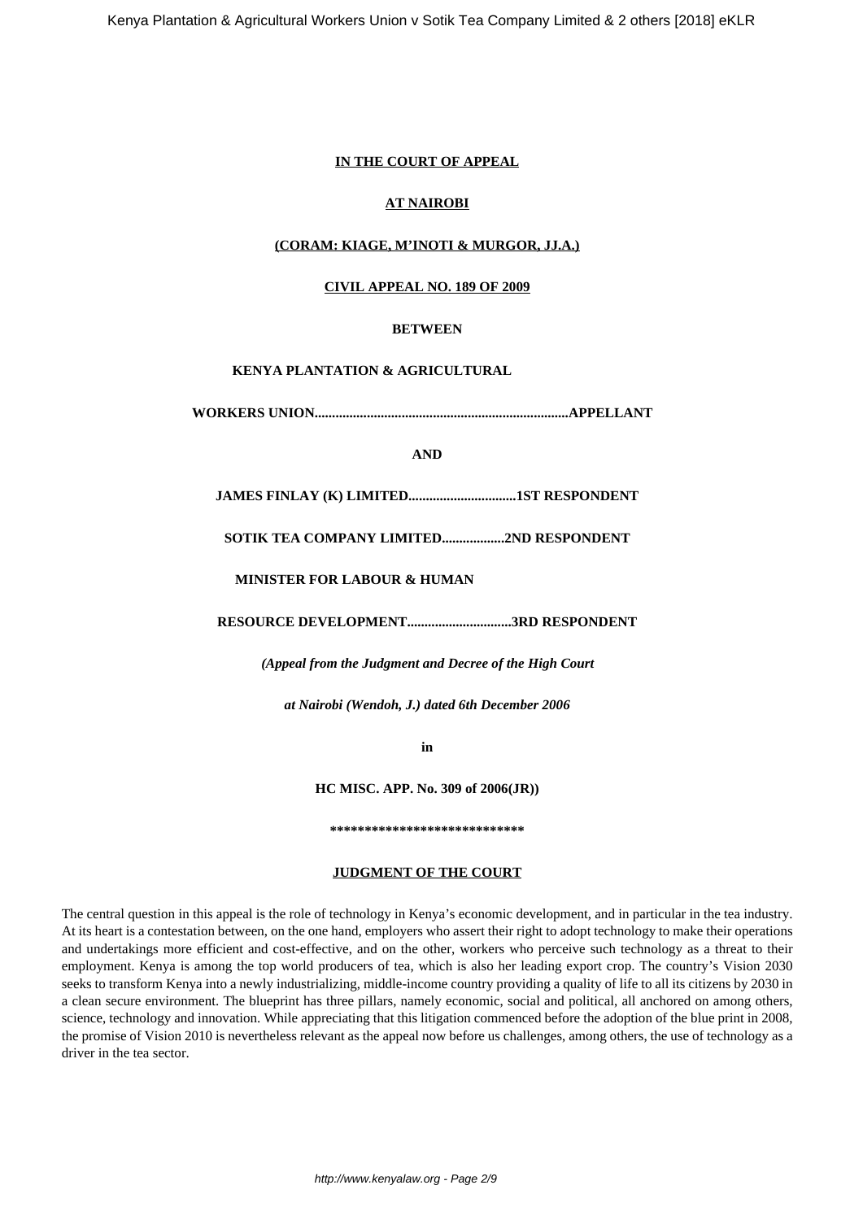**IN THE COURT OF APPEAL**

**AT NAIROBI**

**(CORAM: KIAGE, M'INOTI & MURGOR, JJ.A.)**

**CIVIL APPEAL NO. 189 OF 2009**

**BETWEEN**

**KENYA PLANTATION & AGRICULTURAL**

**WORKERS UNION.........................................................................APPELLANT**

**AND**

**JAMES FINLAY (K) LIMITED...............................1ST RESPONDENT**

**SOTIK TEA COMPANY LIMITED..................2ND RESPONDENT**

**MINISTER FOR LABOUR & HUMAN**

**RESOURCE DEVELOPMENT.............................3RD RESPONDENT**

***(Appeal from the Judgment and Decree of the High Court***

***at Nairobi (Wendoh, J.) dated 6th December 2006***

**in**

**HC MISC. APP. No. 309 of 2006(JR))**

*****************************

**JUDGMENT OF THE COURT**

The central question in this appeal is the role of technology in Kenya's economic development, and in particular in the tea industry. At its heart is a contestation between, on the one hand, employers who assert their right to adopt technology to make their operations and undertakings more efficient and cost-effective, and on the other, workers who perceive such technology as a threat to their employment. Kenya is among the top world producers of tea, which is also her leading export crop. The country's Vision 2030 seeks to transform Kenya into a newly industrializing, middle-income country providing a quality of life to all its citizens by 2030 in a clean secure environment. The blueprint has three pillars, namely economic, social and political, all anchored on among others, science, technology and innovation. While appreciating that this litigation commenced before the adoption of the blue print in 2008, the promise of Vision 2010 is nevertheless relevant as the appeal now before us challenges, among others, the use of technology as a driver in the tea sector.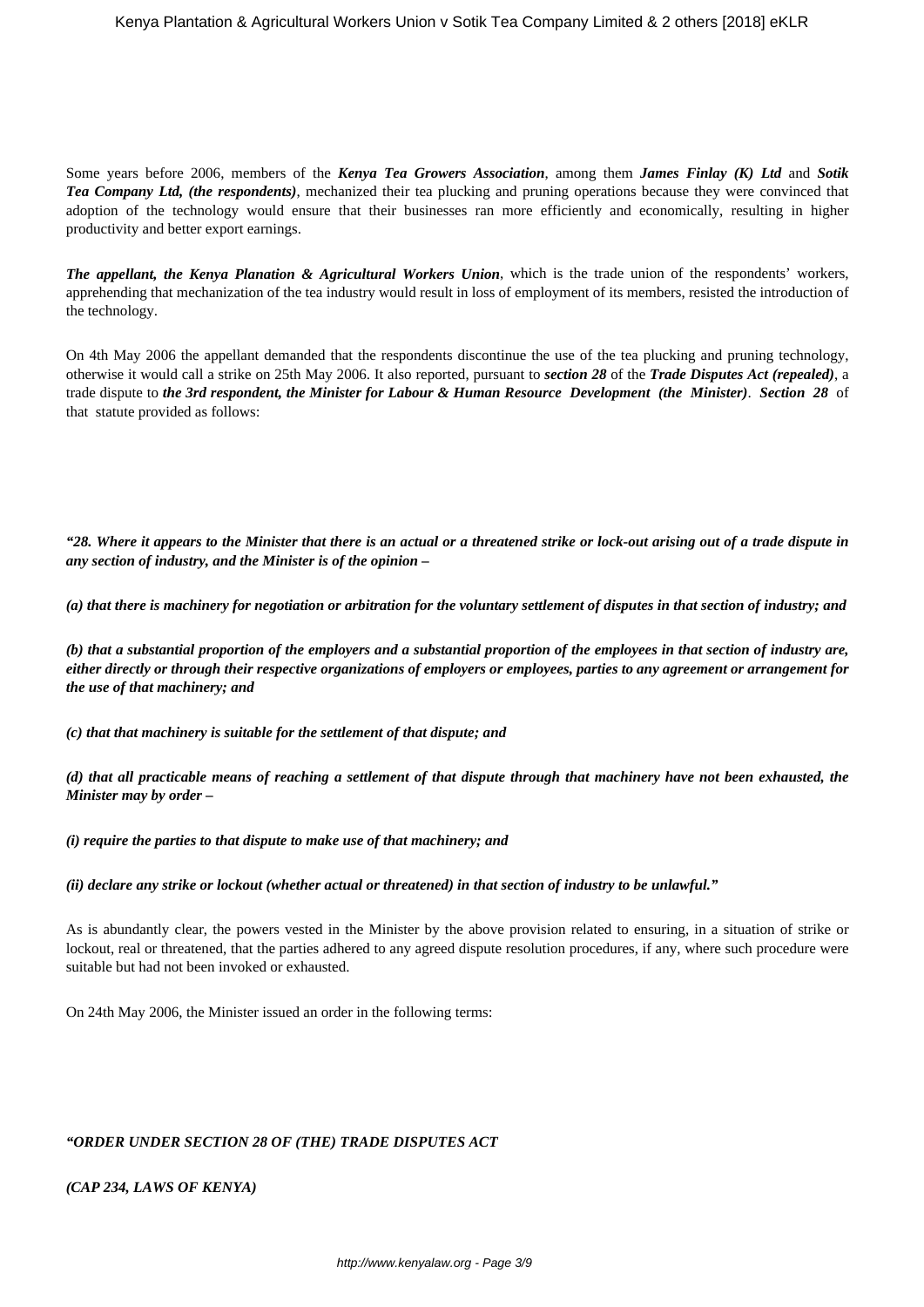Some years before 2006, members of the ***Kenya Tea Growers Association***, among them ***James Finlay (K) Ltd*** and ***Sotik Tea Company Ltd, (the respondents)***, mechanized their tea plucking and pruning operations because they were convinced that adoption of the technology would ensure that their businesses ran more efficiently and economically, resulting in higher productivity and better export earnings.

***The appellant, the Kenya Planation & Agricultural Workers Union***, which is the trade union of the respondents' workers, apprehending that mechanization of the tea industry would result in loss of employment of its members, resisted the introduction of the technology.

On 4th May 2006 the appellant demanded that the respondents discontinue the use of the tea plucking and pruning technology, otherwise it would call a strike on 25th May 2006. It also reported, pursuant to ***section 28*** of the ***Trade Disputes Act (repealed)***, a trade dispute to ***the 3rd respondent, the Minister for Labour & Human Resource Development (the Minister)***. ***Section 28*** of that statute provided as follows:

***"28. Where it appears to the Minister that there is an actual or a threatened strike or lock-out arising out of a trade dispute in any section of industry, and the Minister is of the opinion –***

***(a) that there is machinery for negotiation or arbitration for the voluntary settlement of disputes in that section of industry; and***

***(b) that a substantial proportion of the employers and a substantial proportion of the employees in that section of industry are, either directly or through their respective organizations of employers or employees, parties to any agreement or arrangement for the use of that machinery; and***

***(c) that that machinery is suitable for the settlement of that dispute; and***

***(d) that all practicable means of reaching a settlement of that dispute through that machinery have not been exhausted, the Minister may by order –***

***(i) require the parties to that dispute to make use of that machinery; and***

***(ii) declare any strike or lockout (whether actual or threatened) in that section of industry to be unlawful."***

As is abundantly clear, the powers vested in the Minister by the above provision related to ensuring, in a situation of strike or lockout, real or threatened, that the parties adhered to any agreed dispute resolution procedures, if any, where such procedure were suitable but had not been invoked or exhausted.

On 24th May 2006, the Minister issued an order in the following terms:

***"ORDER UNDER SECTION 28 OF (THE) TRADE DISPUTES ACT***

***(CAP 234, LAWS OF KENYA)***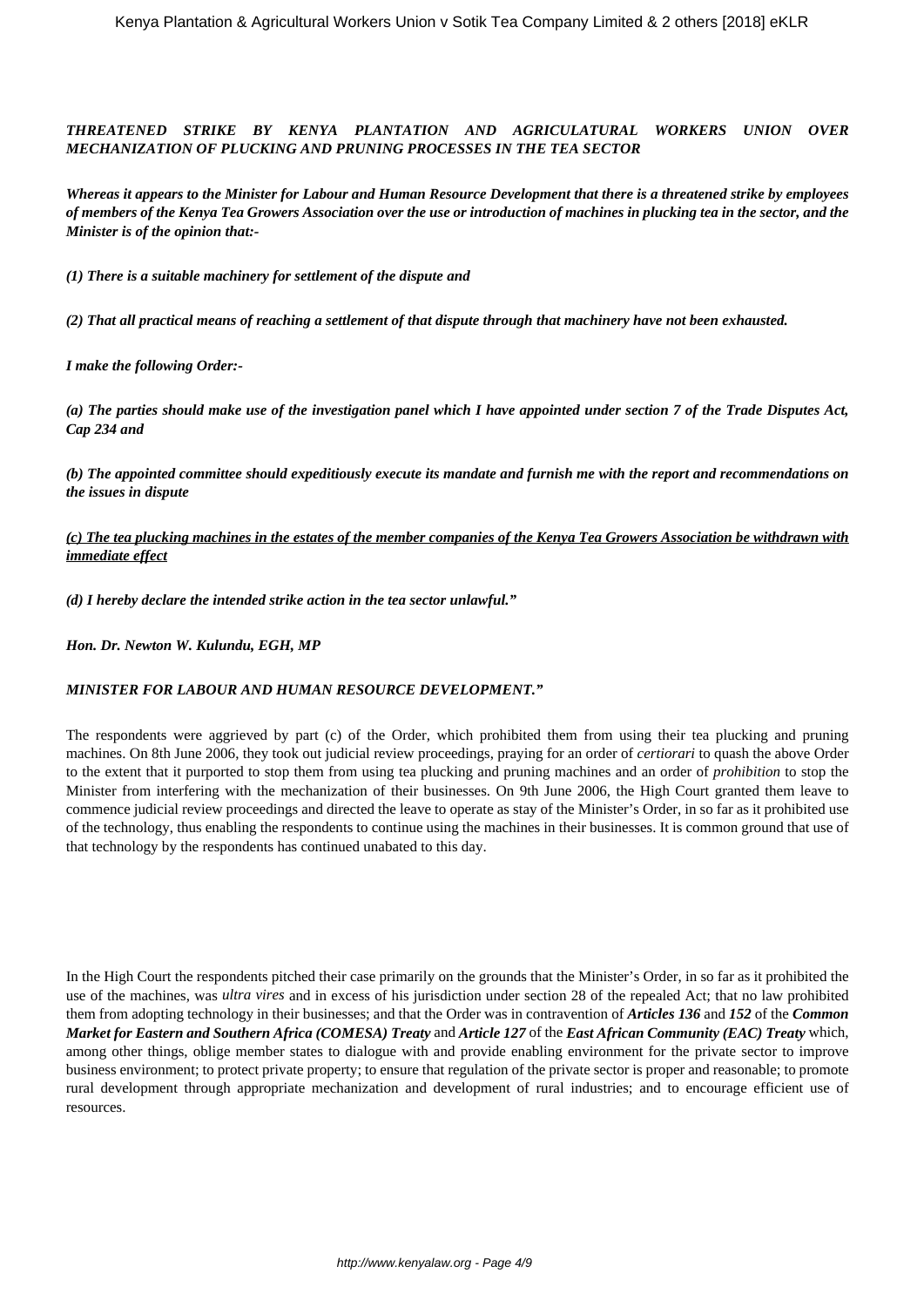***THREATENED STRIKE BY KENYA PLANTATION AND AGRICULATURAL WORKERS UNION OVER MECHANIZATION OF PLUCKING AND PRUNING PROCESSES IN THE TEA SECTOR***

***Whereas it appears to the Minister for Labour and Human Resource Development that there is a threatened strike by employees of members of the Kenya Tea Growers Association over the use or introduction of machines in plucking tea in the sector, and the Minister is of the opinion that:-***

***(1) There is a suitable machinery for settlement of the dispute and***

***(2) That all practical means of reaching a settlement of that dispute through that machinery have not been exhausted.***

***I make the following Order:-***

***(a) The parties should make use of the investigation panel which I have appointed under section 7 of the Trade Disputes Act, Cap 234 and***

***(b) The appointed committee should expeditiously execute its mandate and furnish me with the report and recommendations on the issues in dispute***

<u>***(c) The tea plucking machines in the estates of the member companies of the Kenya Tea Growers Association be withdrawn with immediate effect***</u>

***(d) I hereby declare the intended strike action in the tea sector unlawful."***

***Hon. Dr. Newton W. Kulundu, EGH, MP***

***MINISTER FOR LABOUR AND HUMAN RESOURCE DEVELOPMENT."***

The respondents were aggrieved by part (c) of the Order, which prohibited them from using their tea plucking and pruning machines. On 8th June 2006, they took out judicial review proceedings, praying for an order of *certiorari* to quash the above Order to the extent that it purported to stop them from using tea plucking and pruning machines and an order of *prohibition* to stop the Minister from interfering with the mechanization of their businesses. On 9th June 2006, the High Court granted them leave to commence judicial review proceedings and directed the leave to operate as stay of the Minister's Order, in so far as it prohibited use of the technology, thus enabling the respondents to continue using the machines in their businesses. It is common ground that use of that technology by the respondents has continued unabated to this day.

In the High Court the respondents pitched their case primarily on the grounds that the Minister's Order, in so far as it prohibited the use of the machines, was *ultra vires* and in excess of his jurisdiction under section 28 of the repealed Act; that no law prohibited them from adopting technology in their businesses; and that the Order was in contravention of ***Articles 136*** and ***152*** of the ***Common Market for Eastern and Southern Africa (COMESA) Treaty*** and ***Article 127*** of the ***East African Community (EAC) Treaty*** which, among other things, oblige member states to dialogue with and provide enabling environment for the private sector to improve business environment; to protect private property; to ensure that regulation of the private sector is proper and reasonable; to promote rural development through appropriate mechanization and development of rural industries; and to encourage efficient use of resources.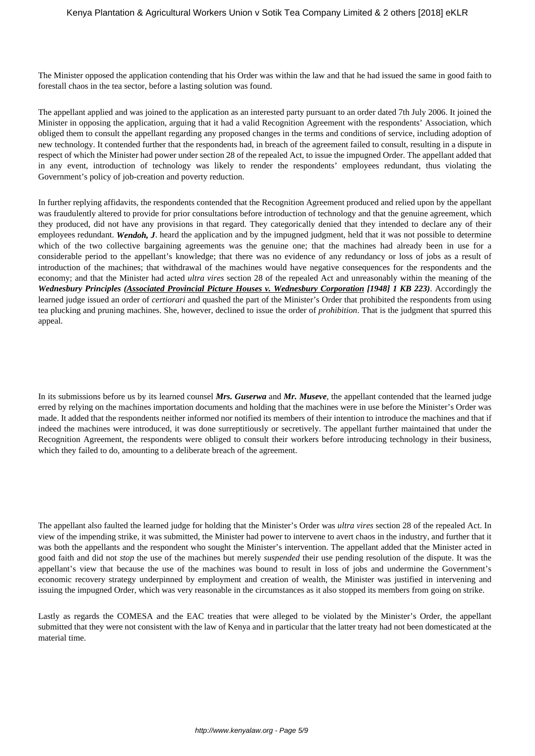The Minister opposed the application contending that his Order was within the law and that he had issued the same in good faith to forestall chaos in the tea sector, before a lasting solution was found.

The appellant applied and was joined to the application as an interested party pursuant to an order dated 7th July 2006. It joined the Minister in opposing the application, arguing that it had a valid Recognition Agreement with the respondents' Association, which obliged them to consult the appellant regarding any proposed changes in the terms and conditions of service, including adoption of new technology. It contended further that the respondents had, in breach of the agreement failed to consult, resulting in a dispute in respect of which the Minister had power under section 28 of the repealed Act, to issue the impugned Order. The appellant added that in any event, introduction of technology was likely to render the respondents' employees redundant, thus violating the Government's policy of job-creation and poverty reduction.

In further replying affidavits, the respondents contended that the Recognition Agreement produced and relied upon by the appellant was fraudulently altered to provide for prior consultations before introduction of technology and that the genuine agreement, which they produced, did not have any provisions in that regard. They categorically denied that they intended to declare any of their employees redundant. ***Wendoh, J***. heard the application and by the impugned judgment, held that it was not possible to determine which of the two collective bargaining agreements was the genuine one; that the machines had already been in use for a considerable period to the appellant's knowledge; that there was no evidence of any redundancy or loss of jobs as a result of introduction of the machines; that withdrawal of the machines would have negative consequences for the respondents and the economy; and that the Minister had acted *ultra vires* section 28 of the repealed Act and unreasonably within the meaning of the ***Wednesbury Principles (Associated Provincial Picture Houses v. Wednesbury Corporation [1948] 1 KB 223)***. Accordingly the learned judge issued an order of *certiorari* and quashed the part of the Minister's Order that prohibited the respondents from using tea plucking and pruning machines. She, however, declined to issue the order of *prohibition*. That is the judgment that spurred this appeal.

In its submissions before us by its learned counsel ***Mrs. Guserwa*** and ***Mr. Museve***, the appellant contended that the learned judge erred by relying on the machines importation documents and holding that the machines were in use before the Minister's Order was made. It added that the respondents neither informed nor notified its members of their intention to introduce the machines and that if indeed the machines were introduced, it was done surreptitiously or secretively. The appellant further maintained that under the Recognition Agreement, the respondents were obliged to consult their workers before introducing technology in their business, which they failed to do, amounting to a deliberate breach of the agreement.

The appellant also faulted the learned judge for holding that the Minister's Order was *ultra vires* section 28 of the repealed Act. In view of the impending strike, it was submitted, the Minister had power to intervene to avert chaos in the industry, and further that it was both the appellants and the respondent who sought the Minister's intervention. The appellant added that the Minister acted in good faith and did not *stop* the use of the machines but merely *suspended* their use pending resolution of the dispute. It was the appellant's view that because the use of the machines was bound to result in loss of jobs and undermine the Government's economic recovery strategy underpinned by employment and creation of wealth, the Minister was justified in intervening and issuing the impugned Order, which was very reasonable in the circumstances as it also stopped its members from going on strike.

Lastly as regards the COMESA and the EAC treaties that were alleged to be violated by the Minister's Order, the appellant submitted that they were not consistent with the law of Kenya and in particular that the latter treaty had not been domesticated at the material time.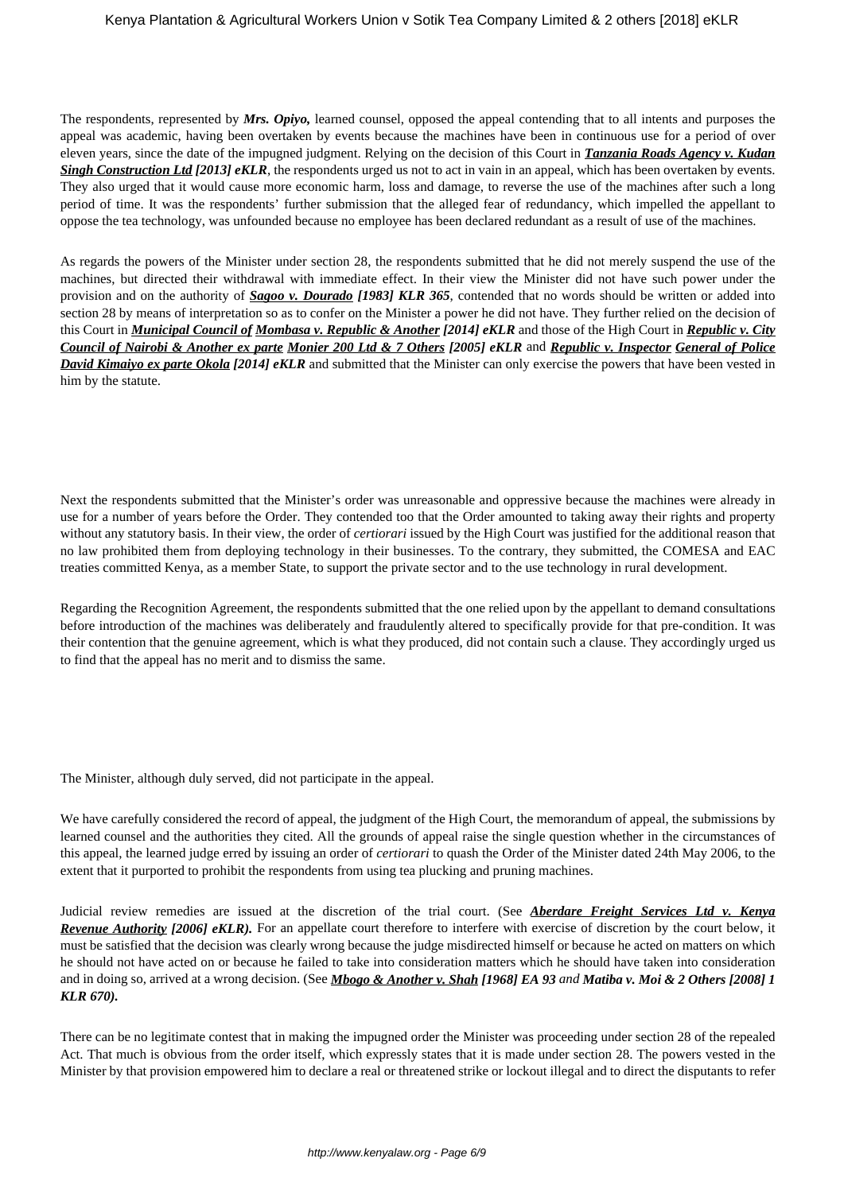The respondents, represented by ***Mrs. Opiyo,*** learned counsel, opposed the appeal contending that to all intents and purposes the appeal was academic, having been overtaken by events because the machines have been in continuous use for a period of over eleven years, since the date of the impugned judgment. Relying on the decision of this Court in ***Tanzania Roads Agency v. Kudan Singh Construction Ltd [2013] eKLR***, the respondents urged us not to act in vain in an appeal, which has been overtaken by events. They also urged that it would cause more economic harm, loss and damage, to reverse the use of the machines after such a long period of time. It was the respondents' further submission that the alleged fear of redundancy, which impelled the appellant to oppose the tea technology, was unfounded because no employee has been declared redundant as a result of use of the machines.

As regards the powers of the Minister under section 28, the respondents submitted that he did not merely suspend the use of the machines, but directed their withdrawal with immediate effect. In their view the Minister did not have such power under the provision and on the authority of ***Sagoo v. Dourado [1983] KLR 365***, contended that no words should be written or added into section 28 by means of interpretation so as to confer on the Minister a power he did not have. They further relied on the decision of this Court in ***Municipal Council of Mombasa v. Republic & Another [2014] eKLR*** and those of the High Court in ***Republic v. City Council of Nairobi & Another ex parte Monier 200 Ltd & 7 Others [2005] eKLR*** and ***Republic v. Inspector General of Police David Kimaiyo ex parte Okola [2014] eKLR*** and submitted that the Minister can only exercise the powers that have been vested in him by the statute.

Next the respondents submitted that the Minister's order was unreasonable and oppressive because the machines were already in use for a number of years before the Order. They contended too that the Order amounted to taking away their rights and property without any statutory basis. In their view, the order of *certiorari* issued by the High Court was justified for the additional reason that no law prohibited them from deploying technology in their businesses. To the contrary, they submitted, the COMESA and EAC treaties committed Kenya, as a member State, to support the private sector and to the use technology in rural development.

Regarding the Recognition Agreement, the respondents submitted that the one relied upon by the appellant to demand consultations before introduction of the machines was deliberately and fraudulently altered to specifically provide for that pre-condition. It was their contention that the genuine agreement, which is what they produced, did not contain such a clause. They accordingly urged us to find that the appeal has no merit and to dismiss the same.

The Minister, although duly served, did not participate in the appeal.

We have carefully considered the record of appeal, the judgment of the High Court, the memorandum of appeal, the submissions by learned counsel and the authorities they cited. All the grounds of appeal raise the single question whether in the circumstances of this appeal, the learned judge erred by issuing an order of *certiorari* to quash the Order of the Minister dated 24th May 2006, to the extent that it purported to prohibit the respondents from using tea plucking and pruning machines.

Judicial review remedies are issued at the discretion of the trial court. (See ***Aberdare Freight Services Ltd v. Kenya Revenue Authority [2006] eKLR).*** For an appellate court therefore to interfere with exercise of discretion by the court below, it must be satisfied that the decision was clearly wrong because the judge misdirected himself or because he acted on matters on which he should not have acted on or because he failed to take into consideration matters which he should have taken into consideration and in doing so, arrived at a wrong decision. (See ***Mbogo & Another v. Shah [1968] EA 93*** *and* ***Matiba v. Moi & 2 Others [2008] 1 KLR 670).***

There can be no legitimate contest that in making the impugned order the Minister was proceeding under section 28 of the repealed Act. That much is obvious from the order itself, which expressly states that it is made under section 28. The powers vested in the Minister by that provision empowered him to declare a real or threatened strike or lockout illegal and to direct the disputants to refer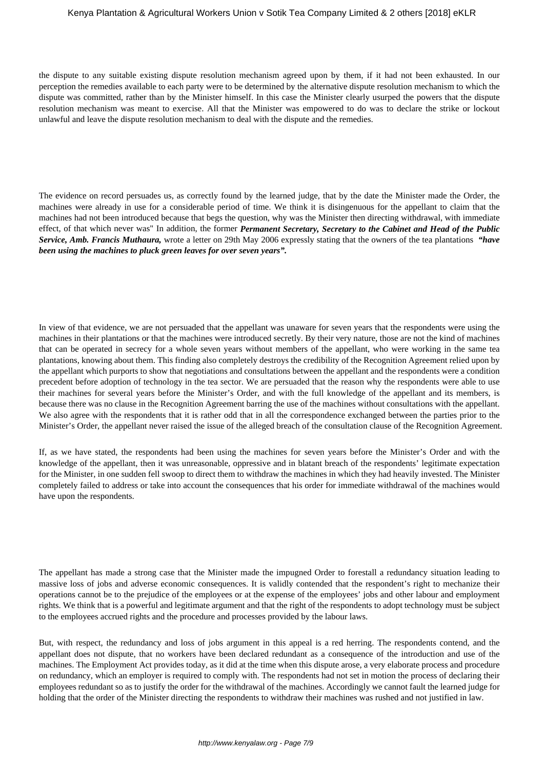the dispute to any suitable existing dispute resolution mechanism agreed upon by them, if it had not been exhausted. In our perception the remedies available to each party were to be determined by the alternative dispute resolution mechanism to which the dispute was committed, rather than by the Minister himself. In this case the Minister clearly usurped the powers that the dispute resolution mechanism was meant to exercise. All that the Minister was empowered to do was to declare the strike or lockout unlawful and leave the dispute resolution mechanism to deal with the dispute and the remedies.

The evidence on record persuades us, as correctly found by the learned judge, that by the date the Minister made the Order, the machines were already in use for a considerable period of time. We think it is disingenuous for the appellant to claim that the machines had not been introduced because that begs the question, why was the Minister then directing withdrawal, with immediate effect, of that which never was" In addition, the former ***Permanent Secretary, Secretary to the Cabinet and Head of the Public Service, Amb. Francis Muthaura,*** wrote a letter on 29th May 2006 expressly stating that the owners of the tea plantations ***"have been using the machines to pluck green leaves for over seven years".***

In view of that evidence, we are not persuaded that the appellant was unaware for seven years that the respondents were using the machines in their plantations or that the machines were introduced secretly. By their very nature, those are not the kind of machines that can be operated in secrecy for a whole seven years without members of the appellant, who were working in the same tea plantations, knowing about them. This finding also completely destroys the credibility of the Recognition Agreement relied upon by the appellant which purports to show that negotiations and consultations between the appellant and the respondents were a condition precedent before adoption of technology in the tea sector. We are persuaded that the reason why the respondents were able to use their machines for several years before the Minister's Order, and with the full knowledge of the appellant and its members, is because there was no clause in the Recognition Agreement barring the use of the machines without consultations with the appellant. We also agree with the respondents that it is rather odd that in all the correspondence exchanged between the parties prior to the Minister's Order, the appellant never raised the issue of the alleged breach of the consultation clause of the Recognition Agreement.

If, as we have stated, the respondents had been using the machines for seven years before the Minister's Order and with the knowledge of the appellant, then it was unreasonable, oppressive and in blatant breach of the respondents' legitimate expectation for the Minister, in one sudden fell swoop to direct them to withdraw the machines in which they had heavily invested. The Minister completely failed to address or take into account the consequences that his order for immediate withdrawal of the machines would have upon the respondents.

The appellant has made a strong case that the Minister made the impugned Order to forestall a redundancy situation leading to massive loss of jobs and adverse economic consequences. It is validly contended that the respondent's right to mechanize their operations cannot be to the prejudice of the employees or at the expense of the employees' jobs and other labour and employment rights. We think that is a powerful and legitimate argument and that the right of the respondents to adopt technology must be subject to the employees accrued rights and the procedure and processes provided by the labour laws.

But, with respect, the redundancy and loss of jobs argument in this appeal is a red herring. The respondents contend, and the appellant does not dispute, that no workers have been declared redundant as a consequence of the introduction and use of the machines. The Employment Act provides today, as it did at the time when this dispute arose, a very elaborate process and procedure on redundancy, which an employer is required to comply with. The respondents had not set in motion the process of declaring their employees redundant so as to justify the order for the withdrawal of the machines. Accordingly we cannot fault the learned judge for holding that the order of the Minister directing the respondents to withdraw their machines was rushed and not justified in law.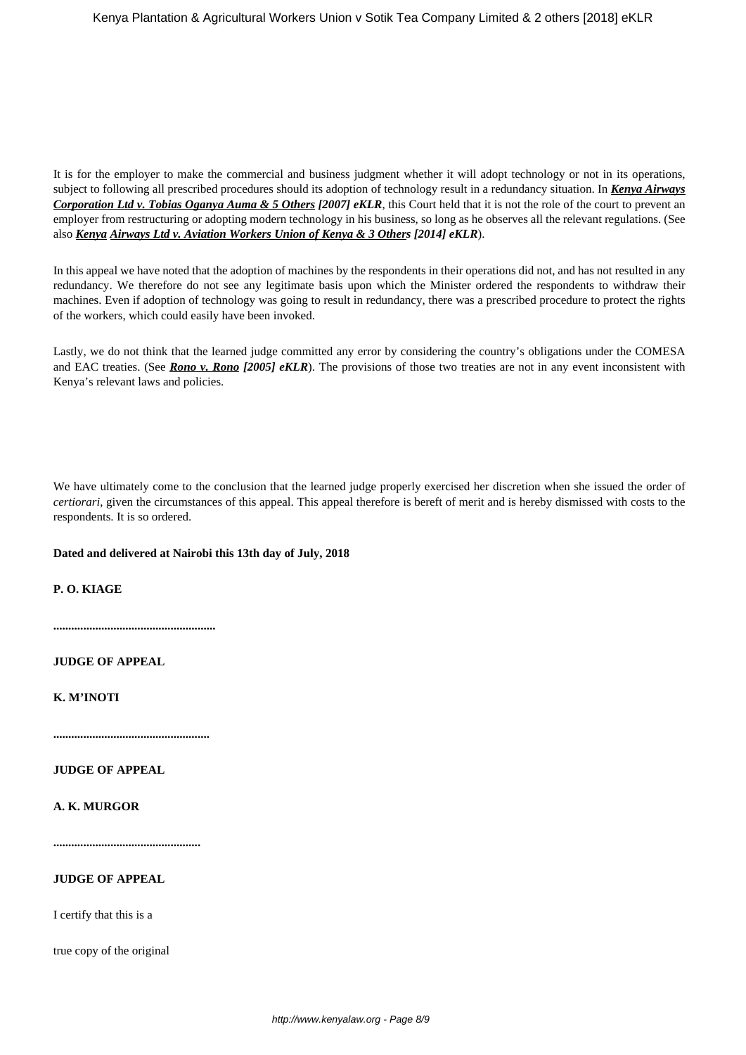It is for the employer to make the commercial and business judgment whether it will adopt technology or not in its operations, subject to following all prescribed procedures should its adoption of technology result in a redundancy situation. In ***Kenya Airways Corporation Ltd v. Tobias Oganya Auma & 5 Others*** ***[2007] eKLR***, this Court held that it is not the role of the court to prevent an employer from restructuring or adopting modern technology in his business, so long as he observes all the relevant regulations. (See also ***Kenya Airways Ltd v. Aviation Workers Union of Kenya & 3 Others [2014] eKLR***).

In this appeal we have noted that the adoption of machines by the respondents in their operations did not, and has not resulted in any redundancy. We therefore do not see any legitimate basis upon which the Minister ordered the respondents to withdraw their machines. Even if adoption of technology was going to result in redundancy, there was a prescribed procedure to protect the rights of the workers, which could easily have been invoked.

Lastly, we do not think that the learned judge committed any error by considering the country's obligations under the COMESA and EAC treaties. (See ***Rono v. Rono [2005] eKLR***). The provisions of those two treaties are not in any event inconsistent with Kenya's relevant laws and policies.

We have ultimately come to the conclusion that the learned judge properly exercised her discretion when she issued the order of *certiorari*, given the circumstances of this appeal. This appeal therefore is bereft of merit and is hereby dismissed with costs to the respondents. It is so ordered.

**Dated and delivered at Nairobi this 13th day of July, 2018**

**P. O. KIAGE**

**.....................................................**

**JUDGE OF APPEAL**

**K. M'INOTI**

**...................................................**

**JUDGE OF APPEAL**

**A. K. MURGOR**

**................................................**

**JUDGE OF APPEAL**

I certify that this is a

true copy of the original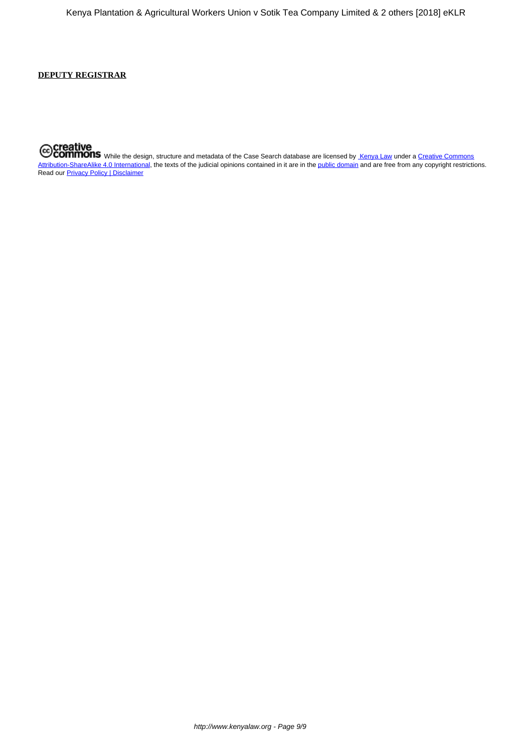**DEPUTY REGISTRAR**

While the design, structure and metadata of the Case Search database are licensed by Kenya Law under a Creative Commons Attribution-ShareAlike 4.0 International, the texts of the judicial opinions contained in it are in the public domain and are free from any copyright restrictions. Read our Privacy Policy | Disclaimer